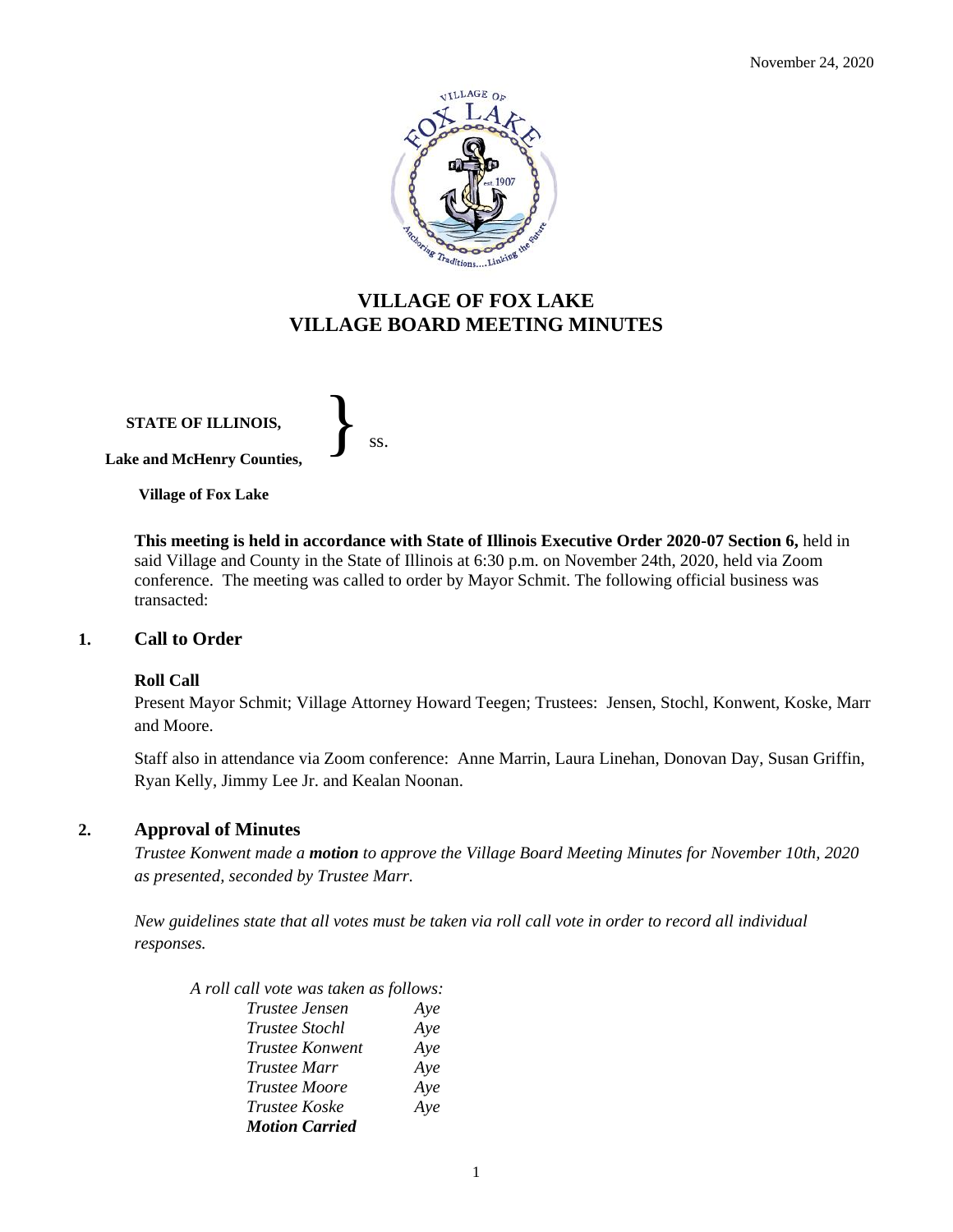# VILLAGE OF FOX LAKE
# VILLAGE BOARD MEETING MINUTES

**STATE OF ILLINOIS,**
**Lake and McHenry Counties,** } ss.
**Village of Fox Lake**

**This meeting is held in accordance with State of Illinois Executive Order 2020-07 Section 6,** held in said Village and County in the State of Illinois at 6:30 p.m. on November 24th, 2020, held via Zoom conference. The meeting was called to order by Mayor Schmit. The following official business was transacted:

## 1. Call to Order

**Roll Call**

Present Mayor Schmit; Village Attorney Howard Teegen; Trustees: Jensen, Stochl, Konwent, Koske, Marr and Moore.

Staff also in attendance via Zoom conference: Anne Marrin, Laura Linehan, Donovan Day, Susan Griffin, Ryan Kelly, Jimmy Lee Jr. and Kealan Noonan.

## 2. Approval of Minutes

*Trustee Konwent made a* ***motion*** *to approve the Village Board Meeting Minutes for November 10th, 2020 as presented, seconded by Trustee Marr.*

*New guidelines state that all votes must be taken via roll call vote in order to record all individual responses.*

*A roll call vote was taken as follows:*

*Trustee Jensen Aye*
*Trustee Stochl Aye*
*Trustee Konwent Aye*
*Trustee Marr Aye*
*Trustee Moore Aye*
*Trustee Koske Aye*
***Motion Carried***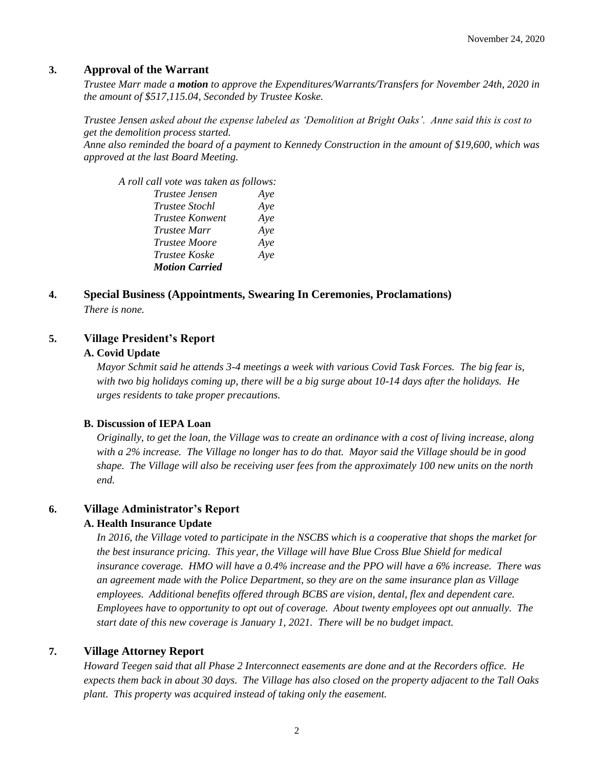## 3. Approval of the Warrant

*Trustee Marr made a* ***motion*** *to approve the Expenditures/Warrants/Transfers for November 24th, 2020 in the amount of $517,115.04, Seconded by Trustee Koske.*

*Trustee Jensen asked about the expense labeled as 'Demolition at Bright Oaks'. Anne said this is cost to get the demolition process started.*
*Anne also reminded the board of a payment to Kennedy Construction in the amount of $19,600, which was approved at the last Board Meeting.*

*A roll call vote was taken as follows:*

| | |
|---|---|
| *Trustee Jensen* | *Aye* |
| *Trustee Stochl* | *Aye* |
| *Trustee Konwent* | *Aye* |
| *Trustee Marr* | *Aye* |
| *Trustee Moore* | *Aye* |
| *Trustee Koske* | *Aye* |
| ***Motion Carried*** | |

## 4. Special Business (Appointments, Swearing In Ceremonies, Proclamations)

*There is none.*

## 5. Village President's Report

### A. Covid Update

*Mayor Schmit said he attends 3-4 meetings a week with various Covid Task Forces. The big fear is, with two big holidays coming up, there will be a big surge about 10-14 days after the holidays. He urges residents to take proper precautions.*

### B. Discussion of IEPA Loan

*Originally, to get the loan, the Village was to create an ordinance with a cost of living increase, along with a 2% increase. The Village no longer has to do that. Mayor said the Village should be in good shape. The Village will also be receiving user fees from the approximately 100 new units on the north end.*

## 6. Village Administrator's Report

### A. Health Insurance Update

*In 2016, the Village voted to participate in the NSCBS which is a cooperative that shops the market for the best insurance pricing. This year, the Village will have Blue Cross Blue Shield for medical insurance coverage. HMO will have a 0.4% increase and the PPO will have a 6% increase. There was an agreement made with the Police Department, so they are on the same insurance plan as Village employees. Additional benefits offered through BCBS are vision, dental, flex and dependent care. Employees have to opportunity to opt out of coverage. About twenty employees opt out annually. The start date of this new coverage is January 1, 2021. There will be no budget impact.*

## 7. Village Attorney Report

*Howard Teegen said that all Phase 2 Interconnect easements are done and at the Recorders office. He expects them back in about 30 days. The Village has also closed on the property adjacent to the Tall Oaks plant. This property was acquired instead of taking only the easement.*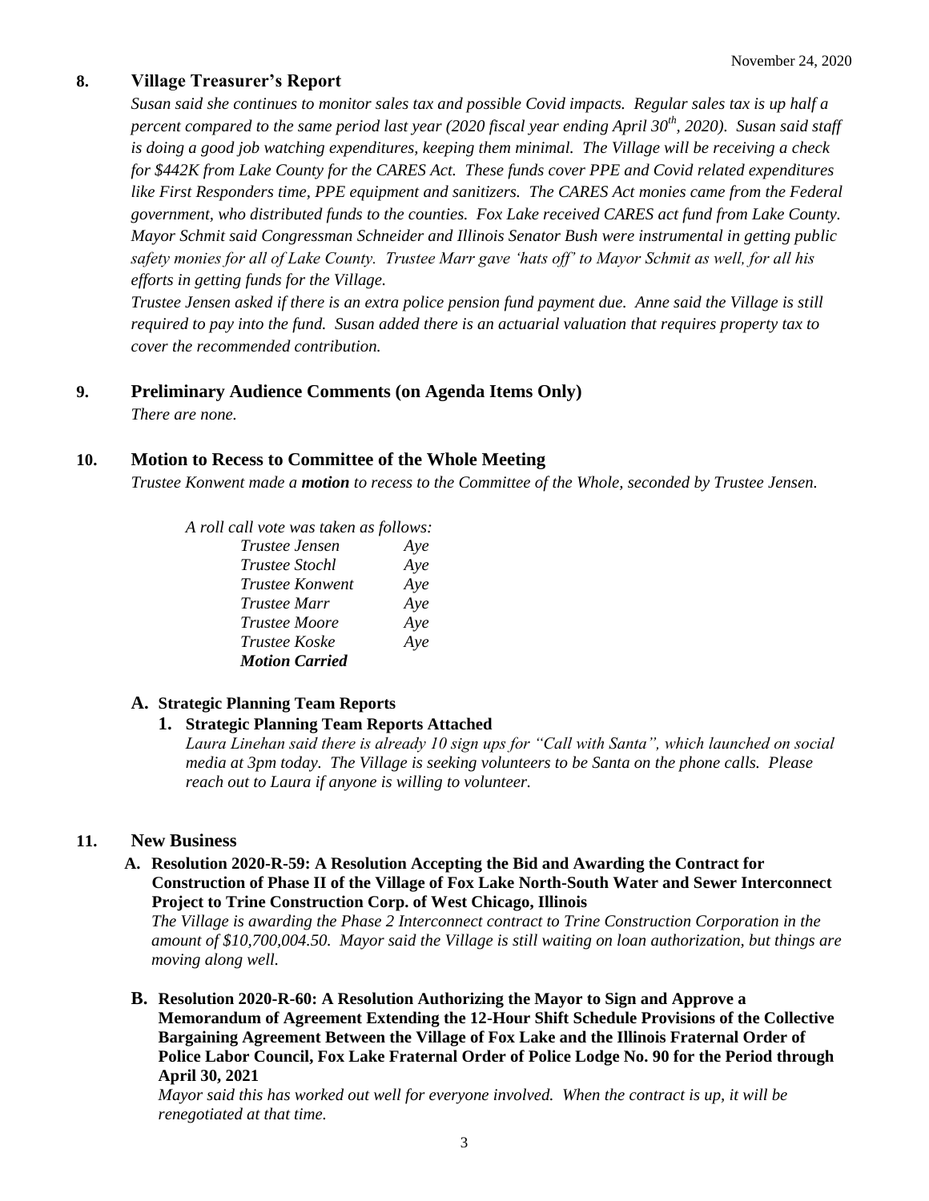## 8. Village Treasurer's Report

*Susan said she continues to monitor sales tax and possible Covid impacts. Regular sales tax is up half a percent compared to the same period last year (2020 fiscal year ending April 30th, 2020). Susan said staff is doing a good job watching expenditures, keeping them minimal. The Village will be receiving a check for $442K from Lake County for the CARES Act. These funds cover PPE and Covid related expenditures like First Responders time, PPE equipment and sanitizers. The CARES Act monies came from the Federal government, who distributed funds to the counties. Fox Lake received CARES act fund from Lake County. Mayor Schmit said Congressman Schneider and Illinois Senator Bush were instrumental in getting public safety monies for all of Lake County. Trustee Marr gave 'hats off' to Mayor Schmit as well, for all his efforts in getting funds for the Village.*

*Trustee Jensen asked if there is an extra police pension fund payment due. Anne said the Village is still required to pay into the fund. Susan added there is an actuarial valuation that requires property tax to cover the recommended contribution.*

## 9. Preliminary Audience Comments (on Agenda Items Only)

*There are none.*

## 10. Motion to Recess to Committee of the Whole Meeting

*Trustee Konwent made a **motion** to recess to the Committee of the Whole, seconded by Trustee Jensen.*

*A roll call vote was taken as follows:*

| | |
|---|---|
| *Trustee Jensen* | *Aye* |
| *Trustee Stochl* | *Aye* |
| *Trustee Konwent* | *Aye* |
| *Trustee Marr* | *Aye* |
| *Trustee Moore* | *Aye* |
| *Trustee Koske* | *Aye* |
| ***Motion Carried*** | |

### A. Strategic Planning Team Reports

**1. Strategic Planning Team Reports Attached**

*Laura Linehan said there is already 10 sign ups for "Call with Santa", which launched on social media at 3pm today. The Village is seeking volunteers to be Santa on the phone calls. Please reach out to Laura if anyone is willing to volunteer.*

## 11. New Business

**A. Resolution 2020-R-59: A Resolution Accepting the Bid and Awarding the Contract for Construction of Phase II of the Village of Fox Lake North-South Water and Sewer Interconnect Project to Trine Construction Corp. of West Chicago, Illinois**

*The Village is awarding the Phase 2 Interconnect contract to Trine Construction Corporation in the amount of $10,700,004.50. Mayor said the Village is still waiting on loan authorization, but things are moving along well.*

**B. Resolution 2020-R-60: A Resolution Authorizing the Mayor to Sign and Approve a Memorandum of Agreement Extending the 12-Hour Shift Schedule Provisions of the Collective Bargaining Agreement Between the Village of Fox Lake and the Illinois Fraternal Order of Police Labor Council, Fox Lake Fraternal Order of Police Lodge No. 90 for the Period through April 30, 2021**

*Mayor said this has worked out well for everyone involved. When the contract is up, it will be renegotiated at that time.*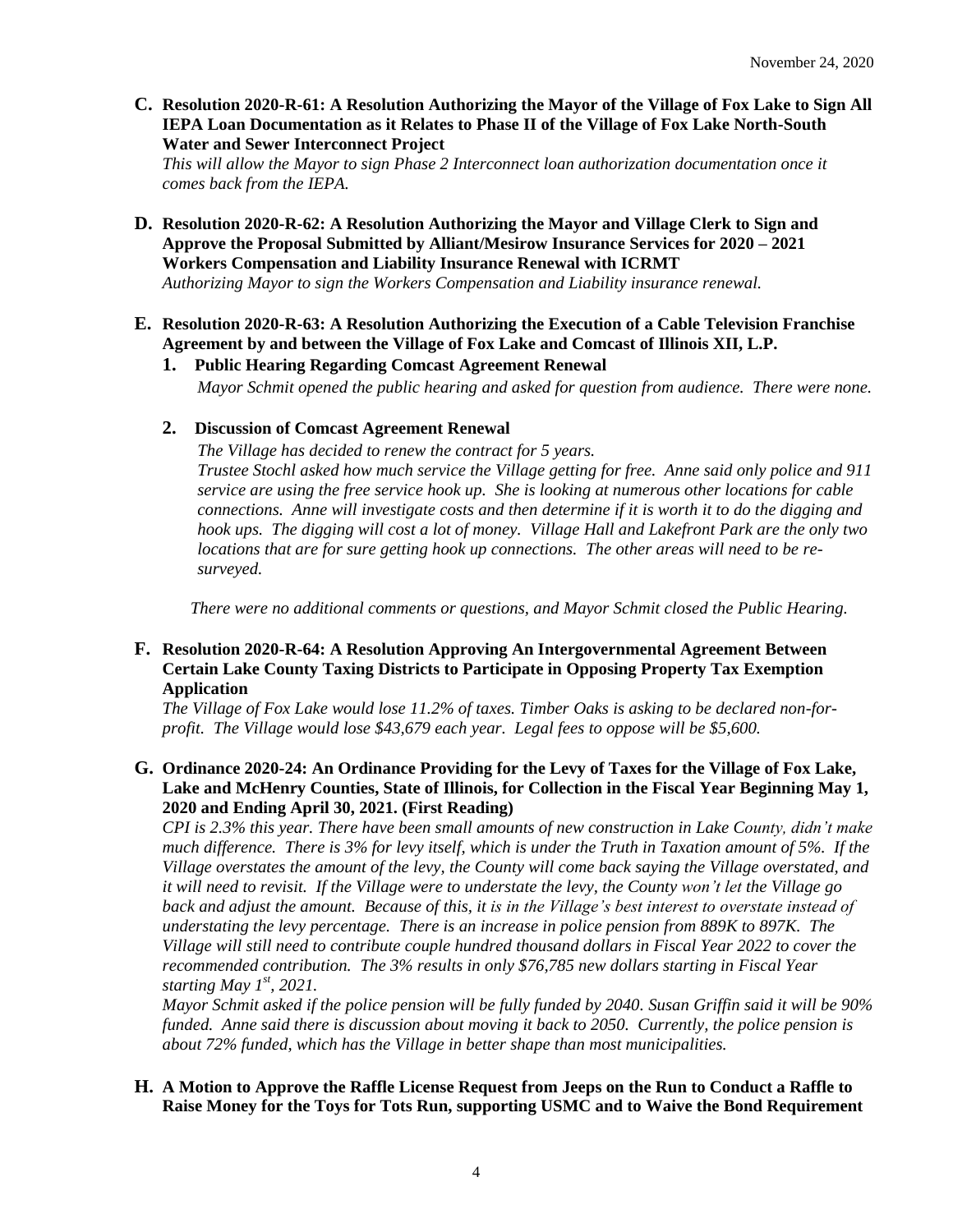**C. Resolution 2020-R-61: A Resolution Authorizing the Mayor of the Village of Fox Lake to Sign All IEPA Loan Documentation as it Relates to Phase II of the Village of Fox Lake North-South Water and Sewer Interconnect Project**

*This will allow the Mayor to sign Phase 2 Interconnect loan authorization documentation once it comes back from the IEPA.*

**D. Resolution 2020-R-62: A Resolution Authorizing the Mayor and Village Clerk to Sign and Approve the Proposal Submitted by Alliant/Mesirow Insurance Services for 2020 – 2021 Workers Compensation and Liability Insurance Renewal with ICRMT**

*Authorizing Mayor to sign the Workers Compensation and Liability insurance renewal.*

**E. Resolution 2020-R-63: A Resolution Authorizing the Execution of a Cable Television Franchise Agreement by and between the Village of Fox Lake and Comcast of Illinois XII, L.P.**

**1. Public Hearing Regarding Comcast Agreement Renewal**

*Mayor Schmit opened the public hearing and asked for question from audience. There were none.*

**2. Discussion of Comcast Agreement Renewal**

*The Village has decided to renew the contract for 5 years.*
*Trustee Stochl asked how much service the Village getting for free. Anne said only police and 911 service are using the free service hook up. She is looking at numerous other locations for cable connections. Anne will investigate costs and then determine if it is worth it to do the digging and hook ups. The digging will cost a lot of money. Village Hall and Lakefront Park are the only two locations that are for sure getting hook up connections. The other areas will need to be re-surveyed.*

*There were no additional comments or questions, and Mayor Schmit closed the Public Hearing.*

**F. Resolution 2020-R-64: A Resolution Approving An Intergovernmental Agreement Between Certain Lake County Taxing Districts to Participate in Opposing Property Tax Exemption Application**

*The Village of Fox Lake would lose 11.2% of taxes. Timber Oaks is asking to be declared non-for-profit. The Village would lose $43,679 each year. Legal fees to oppose will be $5,600.*

**G. Ordinance 2020-24: An Ordinance Providing for the Levy of Taxes for the Village of Fox Lake, Lake and McHenry Counties, State of Illinois, for Collection in the Fiscal Year Beginning May 1, 2020 and Ending April 30, 2021. (First Reading)**

*CPI is 2.3% this year. There have been small amounts of new construction in Lake County, didn't make much difference. There is 3% for levy itself, which is under the Truth in Taxation amount of 5%. If the Village overstates the amount of the levy, the County will come back saying the Village overstated, and it will need to revisit. If the Village were to understate the levy, the County won't let the Village go back and adjust the amount. Because of this, it is in the Village's best interest to overstate instead of understating the levy percentage. There is an increase in police pension from 889K to 897K. The Village will still need to contribute couple hundred thousand dollars in Fiscal Year 2022 to cover the recommended contribution. The 3% results in only $76,785 new dollars starting in Fiscal Year starting May 1st, 2021.*

*Mayor Schmit asked if the police pension will be fully funded by 2040. Susan Griffin said it will be 90% funded. Anne said there is discussion about moving it back to 2050. Currently, the police pension is about 72% funded, which has the Village in better shape than most municipalities.*

**H. A Motion to Approve the Raffle License Request from Jeeps on the Run to Conduct a Raffle to Raise Money for the Toys for Tots Run, supporting USMC and to Waive the Bond Requirement**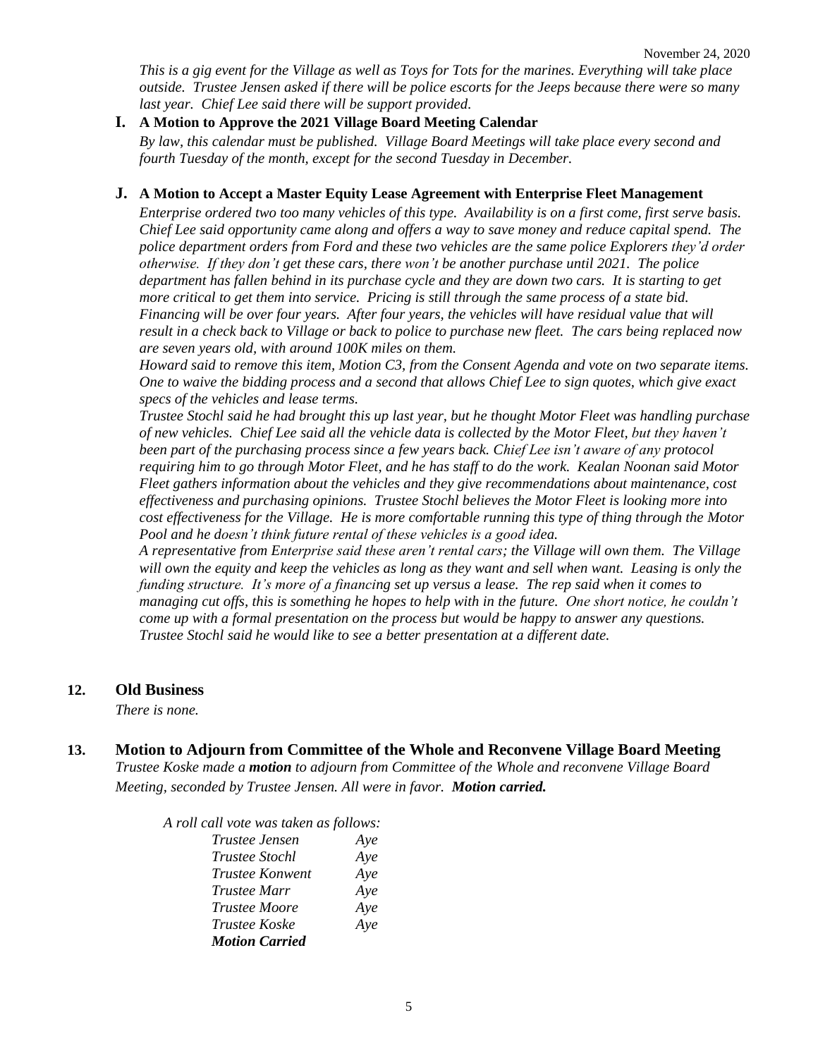*This is a gig event for the Village as well as Toys for Tots for the marines. Everything will take place outside. Trustee Jensen asked if there will be police escorts for the Jeeps because there were so many last year. Chief Lee said there will be support provided.*

**I. A Motion to Approve the 2021 Village Board Meeting Calendar**

*By law, this calendar must be published. Village Board Meetings will take place every second and fourth Tuesday of the month, except for the second Tuesday in December.*

**J. A Motion to Accept a Master Equity Lease Agreement with Enterprise Fleet Management**

*Enterprise ordered two too many vehicles of this type. Availability is on a first come, first serve basis. Chief Lee said opportunity came along and offers a way to save money and reduce capital spend. The police department orders from Ford and these two vehicles are the same police Explorers they'd order otherwise. If they don't get these cars, there won't be another purchase until 2021. The police department has fallen behind in its purchase cycle and they are down two cars. It is starting to get more critical to get them into service. Pricing is still through the same process of a state bid. Financing will be over four years. After four years, the vehicles will have residual value that will result in a check back to Village or back to police to purchase new fleet. The cars being replaced now are seven years old, with around 100K miles on them.*

*Howard said to remove this item, Motion C3, from the Consent Agenda and vote on two separate items. One to waive the bidding process and a second that allows Chief Lee to sign quotes, which give exact specs of the vehicles and lease terms.*

*Trustee Stochl said he had brought this up last year, but he thought Motor Fleet was handling purchase of new vehicles. Chief Lee said all the vehicle data is collected by the Motor Fleet, but they haven't been part of the purchasing process since a few years back. Chief Lee isn't aware of any protocol requiring him to go through Motor Fleet, and he has staff to do the work. Kealan Noonan said Motor Fleet gathers information about the vehicles and they give recommendations about maintenance, cost effectiveness and purchasing opinions. Trustee Stochl believes the Motor Fleet is looking more into cost effectiveness for the Village. He is more comfortable running this type of thing through the Motor Pool and he doesn't think future rental of these vehicles is a good idea.*

*A representative from Enterprise said these aren't rental cars; the Village will own them. The Village will own the equity and keep the vehicles as long as they want and sell when want. Leasing is only the funding structure. It's more of a financing set up versus a lease. The rep said when it comes to managing cut offs, this is something he hopes to help with in the future. One short notice, he couldn't come up with a formal presentation on the process but would be happy to answer any questions. Trustee Stochl said he would like to see a better presentation at a different date.*

## 12. Old Business

*There is none.*

## 13. Motion to Adjourn from Committee of the Whole and Reconvene Village Board Meeting

*Trustee Koske made a **motion** to adjourn from Committee of the Whole and reconvene Village Board Meeting, seconded by Trustee Jensen. All were in favor. **Motion carried.***

*A roll call vote was taken as follows:*

| | |
|---|---|
| *Trustee Jensen* | *Aye* |
| *Trustee Stochl* | *Aye* |
| *Trustee Konwent* | *Aye* |
| *Trustee Marr* | *Aye* |
| *Trustee Moore* | *Aye* |
| *Trustee Koske* | *Aye* |
| ***Motion Carried*** | |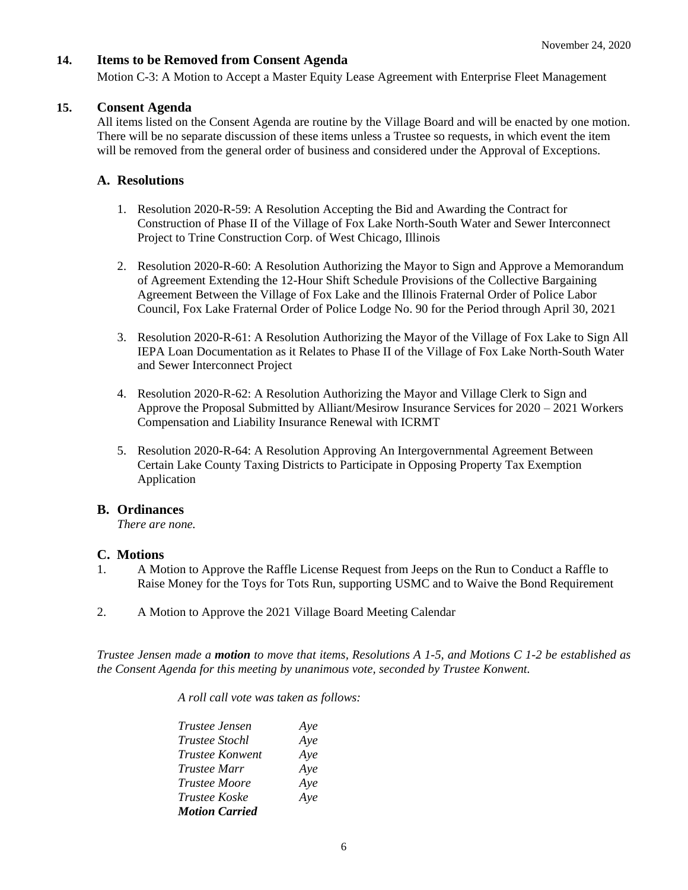## 14. Items to be Removed from Consent Agenda

Motion C-3: A Motion to Accept a Master Equity Lease Agreement with Enterprise Fleet Management

## 15. Consent Agenda

All items listed on the Consent Agenda are routine by the Village Board and will be enacted by one motion. There will be no separate discussion of these items unless a Trustee so requests, in which event the item will be removed from the general order of business and considered under the Approval of Exceptions.

### A. Resolutions

1. Resolution 2020-R-59: A Resolution Accepting the Bid and Awarding the Contract for Construction of Phase II of the Village of Fox Lake North-South Water and Sewer Interconnect Project to Trine Construction Corp. of West Chicago, Illinois

2. Resolution 2020-R-60: A Resolution Authorizing the Mayor to Sign and Approve a Memorandum of Agreement Extending the 12-Hour Shift Schedule Provisions of the Collective Bargaining Agreement Between the Village of Fox Lake and the Illinois Fraternal Order of Police Labor Council, Fox Lake Fraternal Order of Police Lodge No. 90 for the Period through April 30, 2021

3. Resolution 2020-R-61: A Resolution Authorizing the Mayor of the Village of Fox Lake to Sign All IEPA Loan Documentation as it Relates to Phase II of the Village of Fox Lake North-South Water and Sewer Interconnect Project

4. Resolution 2020-R-62: A Resolution Authorizing the Mayor and Village Clerk to Sign and Approve the Proposal Submitted by Alliant/Mesirow Insurance Services for 2020 – 2021 Workers Compensation and Liability Insurance Renewal with ICRMT

5. Resolution 2020-R-64: A Resolution Approving An Intergovernmental Agreement Between Certain Lake County Taxing Districts to Participate in Opposing Property Tax Exemption Application

### B. Ordinances

*There are none.*

### C. Motions

1. A Motion to Approve the Raffle License Request from Jeeps on the Run to Conduct a Raffle to Raise Money for the Toys for Tots Run, supporting USMC and to Waive the Bond Requirement

2. A Motion to Approve the 2021 Village Board Meeting Calendar

*Trustee Jensen made a **motion** to move that items, Resolutions A 1-5, and Motions C 1-2 be established as the Consent Agenda for this meeting by unanimous vote, seconded by Trustee Konwent.*

*A roll call vote was taken as follows:*

*Trustee Jensen* *Aye*
*Trustee Stochl* *Aye*
*Trustee Konwent* *Aye*
*Trustee Marr* *Aye*
*Trustee Moore* *Aye*
*Trustee Koske* *Aye*
***Motion Carried***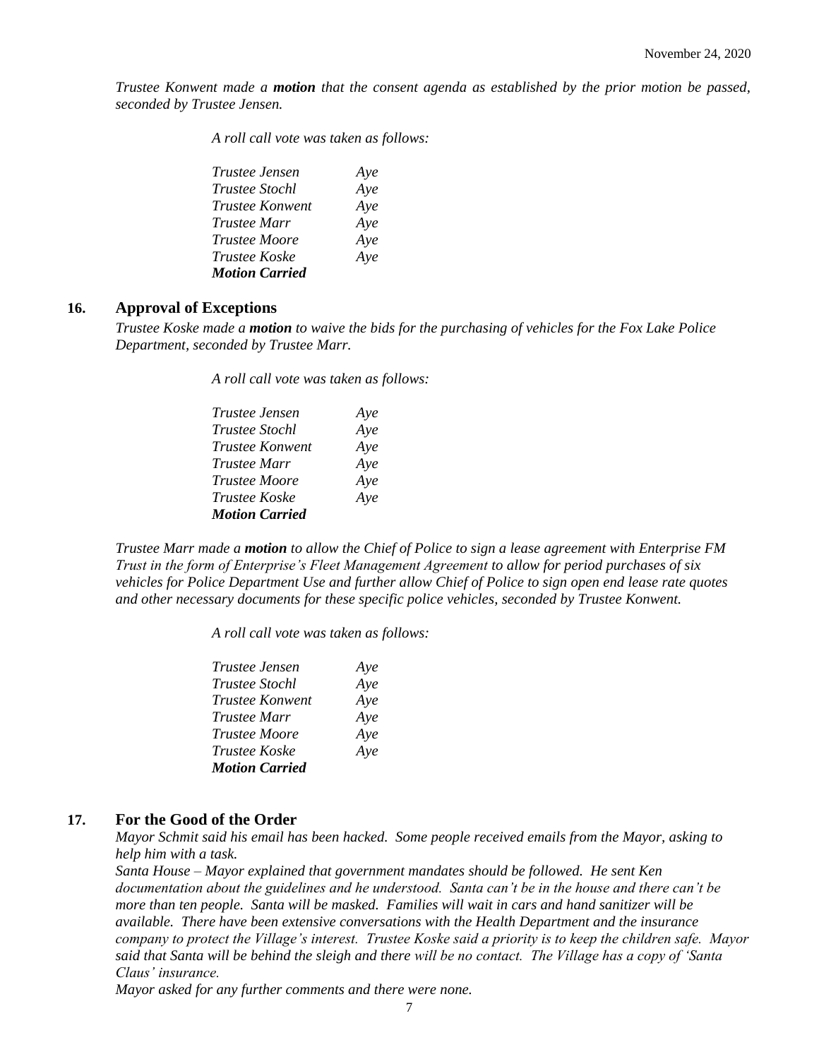*Trustee Konwent made a **motion** that the consent agenda as established by the prior motion be passed, seconded by Trustee Jensen.*

*A roll call vote was taken as follows:*

| | |
|---|---|
| *Trustee Jensen* | *Aye* |
| *Trustee Stochl* | *Aye* |
| *Trustee Konwent* | *Aye* |
| *Trustee Marr* | *Aye* |
| *Trustee Moore* | *Aye* |
| *Trustee Koske* | *Aye* |
| ***Motion Carried*** | |

## 16. Approval of Exceptions

*Trustee Koske made a **motion** to waive the bids for the purchasing of vehicles for the Fox Lake Police Department, seconded by Trustee Marr.*

*A roll call vote was taken as follows:*

| | |
|---|---|
| *Trustee Jensen* | *Aye* |
| *Trustee Stochl* | *Aye* |
| *Trustee Konwent* | *Aye* |
| *Trustee Marr* | *Aye* |
| *Trustee Moore* | *Aye* |
| *Trustee Koske* | *Aye* |
| ***Motion Carried*** | |

*Trustee Marr made a **motion** to allow the Chief of Police to sign a lease agreement with Enterprise FM Trust in the form of Enterprise's Fleet Management Agreement to allow for period purchases of six vehicles for Police Department Use and further allow Chief of Police to sign open end lease rate quotes and other necessary documents for these specific police vehicles, seconded by Trustee Konwent.*

*A roll call vote was taken as follows:*

| | |
|---|---|
| *Trustee Jensen* | *Aye* |
| *Trustee Stochl* | *Aye* |
| *Trustee Konwent* | *Aye* |
| *Trustee Marr* | *Aye* |
| *Trustee Moore* | *Aye* |
| *Trustee Koske* | *Aye* |
| ***Motion Carried*** | |

## 17. For the Good of the Order

*Mayor Schmit said his email has been hacked. Some people received emails from the Mayor, asking to help him with a task.*
*Santa House – Mayor explained that government mandates should be followed. He sent Ken documentation about the guidelines and he understood. Santa can't be in the house and there can't be more than ten people. Santa will be masked. Families will wait in cars and hand sanitizer will be available. There have been extensive conversations with the Health Department and the insurance company to protect the Village's interest. Trustee Koske said a priority is to keep the children safe. Mayor said that Santa will be behind the sleigh and there will be no contact. The Village has a copy of 'Santa Claus' insurance.*
*Mayor asked for any further comments and there were none.*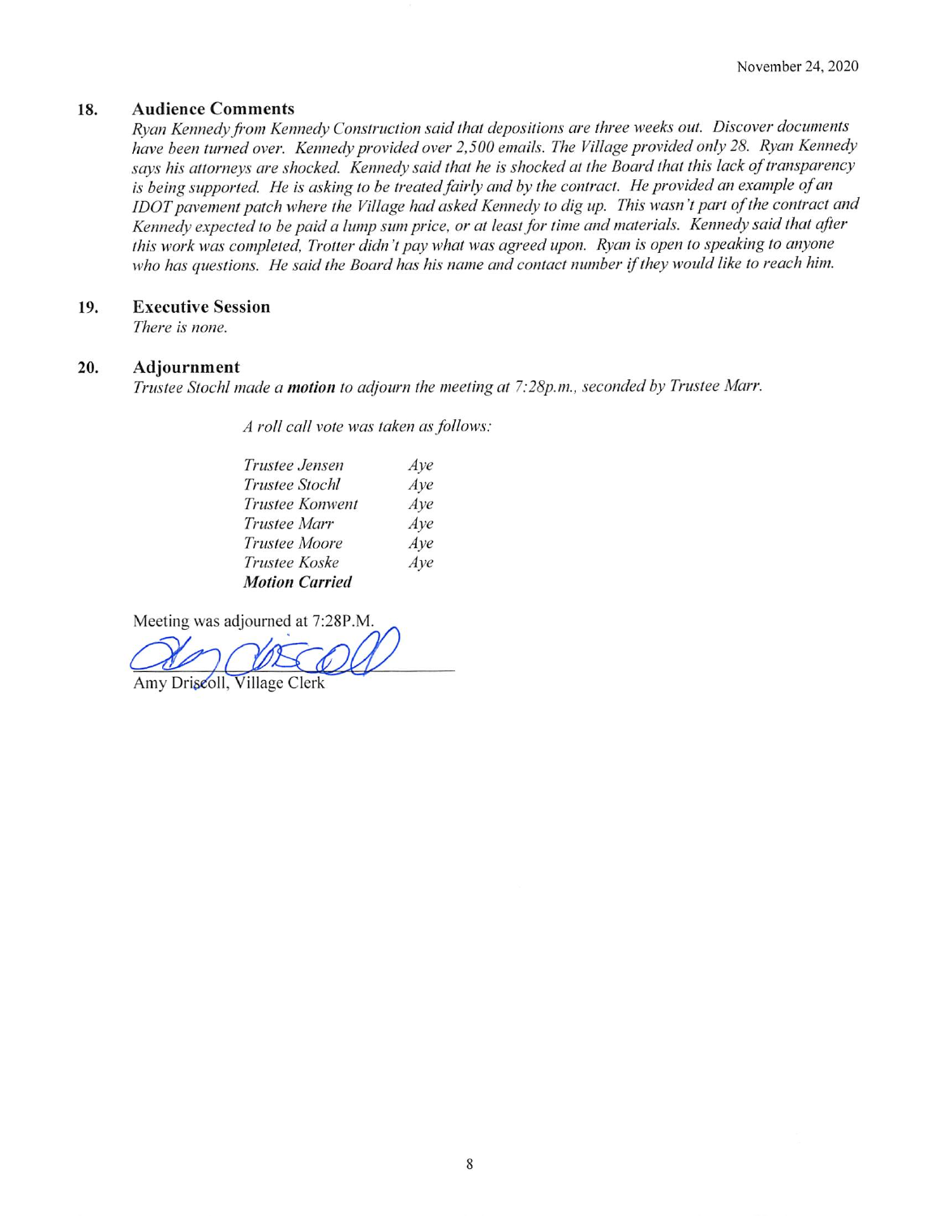## 18. Audience Comments

*Ryan Kennedy from Kennedy Construction said that depositions are three weeks out. Discover documents have been turned over. Kennedy provided over 2,500 emails. The Village provided only 28. Ryan Kennedy says his attorneys are shocked. Kennedy said that he is shocked at the Board that this lack of transparency is being supported. He is asking to be treated fairly and by the contract. He provided an example of an IDOT pavement patch where the Village had asked Kennedy to dig up. This wasn't part of the contract and Kennedy expected to be paid a lump sum price, or at least for time and materials. Kennedy said that after this work was completed, Trotter didn't pay what was agreed upon. Ryan is open to speaking to anyone who has questions. He said the Board has his name and contact number if they would like to reach him.*

## 19. Executive Session

*There is none.*

## 20. Adjournment

*Trustee Stochl made a* ***motion*** *to adjourn the meeting at 7:28p.m., seconded by Trustee Marr.*

*A roll call vote was taken as follows:*

| | |
|---|---|
| *Trustee Jensen* | *Aye* |
| *Trustee Stochl* | *Aye* |
| *Trustee Konwent* | *Aye* |
| *Trustee Marr* | *Aye* |
| *Trustee Moore* | *Aye* |
| *Trustee Koske* | *Aye* |
| ***Motion Carried*** | |

Meeting was adjourned at 7:28P.M.

Amy Driscoll, Village Clerk